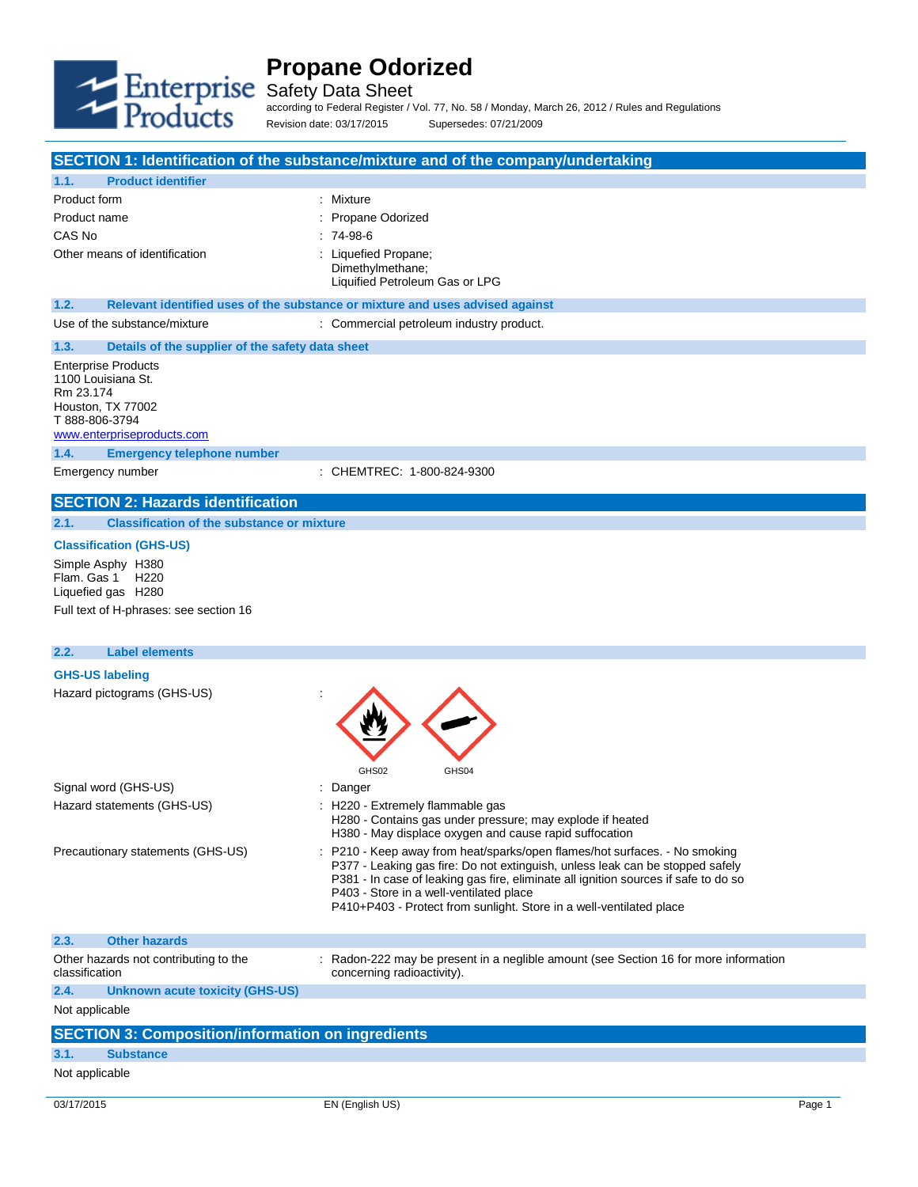# Propane Odorized

Safety Data Sheet

according to Federal Register / Vol. 77, No. 58 / Monday, March 26, 2012 / Rules and Regulations

Revision date: 03/17/2015 Supersedes: 07/21/2009

## SECTION 1: Identification of the substance/mixture and of the company/undertaking

### 1.1. Product identifier

| | |
|---|---|
| Product form | : Mixture |
| Product name | : Propane Odorized |
| CAS No | : 74-98-6 |
| Other means of identification | : Liquefied Propane; Dimethylmethane; Liquified Petroleum Gas or LPG |

### 1.2. Relevant identified uses of the substance or mixture and uses advised against

Use of the substance/mixture : Commercial petroleum industry product.

### 1.3. Details of the supplier of the safety data sheet

Enterprise Products
1100 Louisiana St.
Rm 23.174
Houston, TX 77002
T 888-806-3794
www.enterpriseproducts.com

### 1.4. Emergency telephone number

Emergency number : CHEMTREC: 1-800-824-9300

## SECTION 2: Hazards identification

### 2.1. Classification of the substance or mixture

**Classification (GHS-US)**

Simple Asphy H380
Flam. Gas 1 H220
Liquefied gas H280

Full text of H-phrases: see section 16

### 2.2. Label elements

**GHS-US labeling**

Hazard pictograms (GHS-US) :

GHS02 GHS04

| | |
|---|---|
| Signal word (GHS-US) | : Danger |
| Hazard statements (GHS-US) | : H220 - Extremely flammable gas<br>H280 - Contains gas under pressure; may explode if heated<br>H380 - May displace oxygen and cause rapid suffocation |
| Precautionary statements (GHS-US) | : P210 - Keep away from heat/sparks/open flames/hot surfaces. - No smoking<br>P377 - Leaking gas fire: Do not extinguish, unless leak can be stopped safely<br>P381 - In case of leaking gas fire, eliminate all ignition sources if safe to do so<br>P403 - Store in a well-ventilated place<br>P410+P403 - Protect from sunlight. Store in a well-ventilated place |

### 2.3. Other hazards

Other hazards not contributing to the classification : Radon-222 may be present in a neglible amount (see Section 16 for more information concerning radioactivity).

### 2.4. Unknown acute toxicity (GHS-US)

Not applicable

## SECTION 3: Composition/information on ingredients

### 3.1. Substance

Not applicable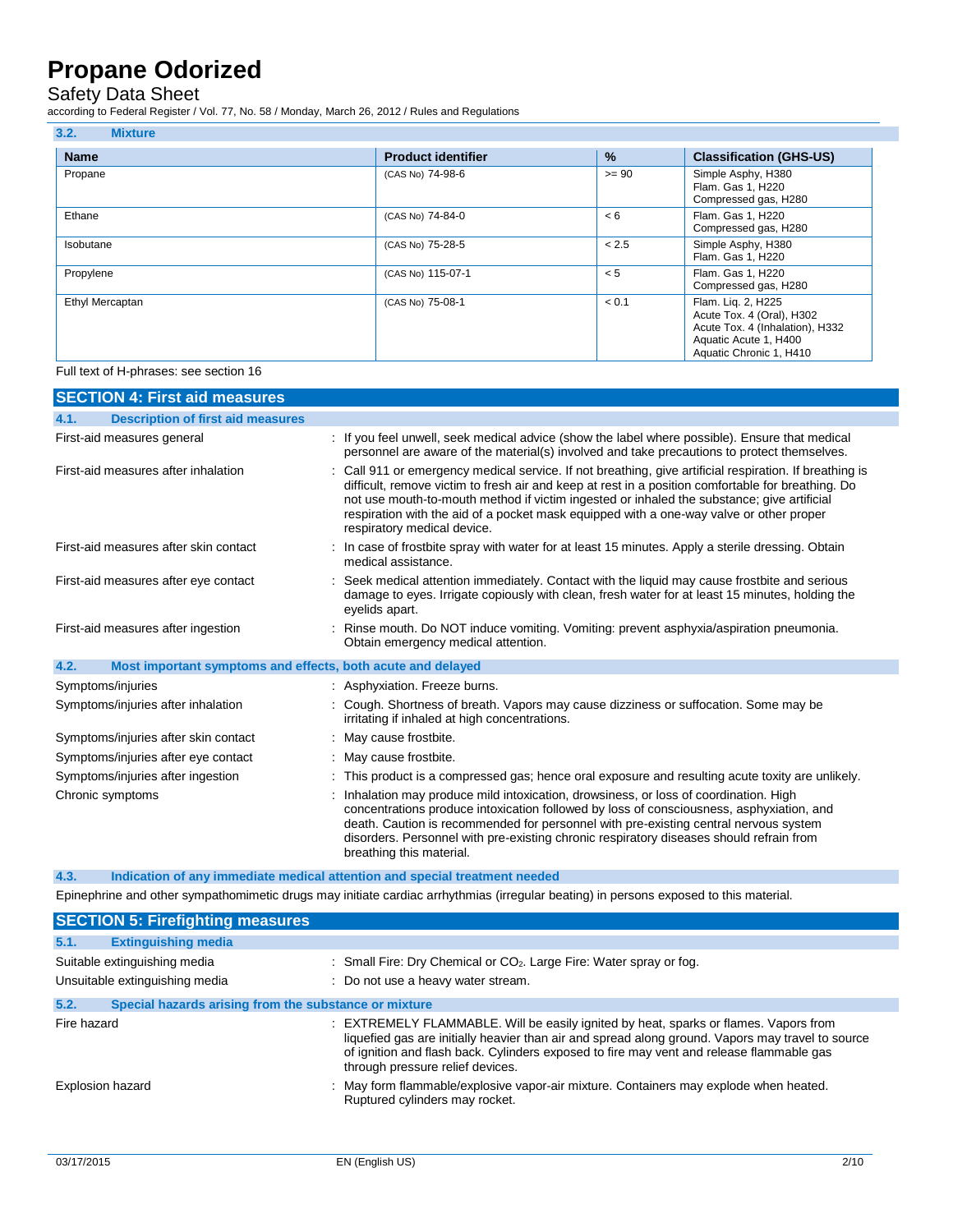# Propane Odorized

Safety Data Sheet

according to Federal Register / Vol. 77, No. 58 / Monday, March 26, 2012 / Rules and Regulations

### 3.2. Mixture

| Name | Product identifier | % | Classification (GHS-US) |
|---|---|---|---|
| Propane | (CAS No) 74-98-6 | >= 90 | Simple Asphy, H380<br>Flam. Gas 1, H220<br>Compressed gas, H280 |
| Ethane | (CAS No) 74-84-0 | < 6 | Flam. Gas 1, H220<br>Compressed gas, H280 |
| Isobutane | (CAS No) 75-28-5 | < 2.5 | Simple Asphy, H380<br>Flam. Gas 1, H220 |
| Propylene | (CAS No) 115-07-1 | < 5 | Flam. Gas 1, H220<br>Compressed gas, H280 |
| Ethyl Mercaptan | (CAS No) 75-08-1 | < 0.1 | Flam. Liq. 2, H225<br>Acute Tox. 4 (Oral), H302<br>Acute Tox. 4 (Inhalation), H332<br>Aquatic Acute 1, H400<br>Aquatic Chronic 1, H410 |

Full text of H-phrases: see section 16

## SECTION 4: First aid measures

### 4.1. Description of first aid measures

First-aid measures general : If you feel unwell, seek medical advice (show the label where possible). Ensure that medical personnel are aware of the material(s) involved and take precautions to protect themselves.

First-aid measures after inhalation : Call 911 or emergency medical service. If not breathing, give artificial respiration. If breathing is difficult, remove victim to fresh air and keep at rest in a position comfortable for breathing. Do not use mouth-to-mouth method if victim ingested or inhaled the substance; give artificial respiration with the aid of a pocket mask equipped with a one-way valve or other proper respiratory medical device.

First-aid measures after skin contact : In case of frostbite spray with water for at least 15 minutes. Apply a sterile dressing. Obtain medical assistance.

First-aid measures after eye contact : Seek medical attention immediately. Contact with the liquid may cause frostbite and serious damage to eyes. Irrigate copiously with clean, fresh water for at least 15 minutes, holding the eyelids apart.

First-aid measures after ingestion : Rinse mouth. Do NOT induce vomiting. Vomiting: prevent asphyxia/aspiration pneumonia. Obtain emergency medical attention.

### 4.2. Most important symptoms and effects, both acute and delayed

Symptoms/injuries : Asphyxiation. Freeze burns.

Symptoms/injuries after inhalation : Cough. Shortness of breath. Vapors may cause dizziness or suffocation. Some may be irritating if inhaled at high concentrations.

Symptoms/injuries after skin contact : May cause frostbite.

Symptoms/injuries after eye contact : May cause frostbite.

Symptoms/injuries after ingestion : This product is a compressed gas; hence oral exposure and resulting acute toxity are unlikely.

Chronic symptoms : Inhalation may produce mild intoxication, drowsiness, or loss of coordination. High concentrations produce intoxication followed by loss of consciousness, asphyxiation, and death. Caution is recommended for personnel with pre-existing central nervous system disorders. Personnel with pre-existing chronic respiratory diseases should refrain from breathing this material.

### 4.3. Indication of any immediate medical attention and special treatment needed

Epinephrine and other sympathomimetic drugs may initiate cardiac arrhythmias (irregular beating) in persons exposed to this material.

## SECTION 5: Firefighting measures

### 5.1. Extinguishing media

Suitable extinguishing media : Small Fire: Dry Chemical or $CO_2$. Large Fire: Water spray or fog.

Unsuitable extinguishing media : Do not use a heavy water stream.

### 5.2. Special hazards arising from the substance or mixture

Fire hazard : EXTREMELY FLAMMABLE. Will be easily ignited by heat, sparks or flames. Vapors from liquefied gas are initially heavier than air and spread along ground. Vapors may travel to source of ignition and flash back. Cylinders exposed to fire may vent and release flammable gas through pressure relief devices.

Explosion hazard : May form flammable/explosive vapor-air mixture. Containers may explode when heated. Ruptured cylinders may rocket.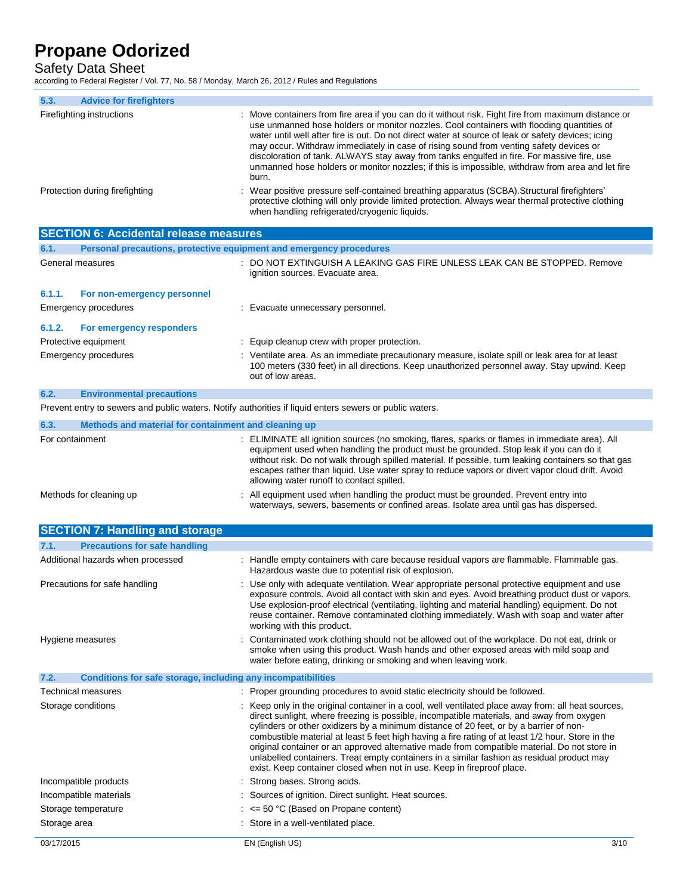#### 5.3. Advice for firefighters

| | |
|---|---|
| Firefighting instructions | : Move containers from fire area if you can do it without risk. Fight fire from maximum distance or use unmanned hose holders or monitor nozzles. Cool containers with flooding quantities of water until well after fire is out. Do not direct water at source of leak or safety devices; icing may occur. Withdraw immediately in case of rising sound from venting safety devices or discoloration of tank. ALWAYS stay away from tanks engulfed in fire. For massive fire, use unmanned hose holders or monitor nozzles; if this is impossible, withdraw from area and let fire burn. |
| Protection during firefighting | : Wear positive pressure self-contained breathing apparatus (SCBA).Structural firefighters' protective clothing will only provide limited protection. Always wear thermal protective clothing when handling refrigerated/cryogenic liquids. |

## SECTION 6: Accidental release measures

#### 6.1. Personal precautions, protective equipment and emergency procedures

| | |
|---|---|
| General measures | : DO NOT EXTINGUISH A LEAKING GAS FIRE UNLESS LEAK CAN BE STOPPED. Remove ignition sources. Evacuate area. |

##### 6.1.1. For non-emergency personnel

| | |
|---|---|
| Emergency procedures | : Evacuate unnecessary personnel. |

##### 6.1.2. For emergency responders

| | |
|---|---|
| Protective equipment | : Equip cleanup crew with proper protection. |
| Emergency procedures | : Ventilate area. As an immediate precautionary measure, isolate spill or leak area for at least 100 meters (330 feet) in all directions. Keep unauthorized personnel away. Stay upwind. Keep out of low areas. |

#### 6.2. Environmental precautions

Prevent entry to sewers and public waters. Notify authorities if liquid enters sewers or public waters.

#### 6.3. Methods and material for containment and cleaning up

| | |
|---|---|
| For containment | : ELIMINATE all ignition sources (no smoking, flares, sparks or flames in immediate area). All equipment used when handling the product must be grounded. Stop leak if you can do it without risk. Do not walk through spilled material. If possible, turn leaking containers so that gas escapes rather than liquid. Use water spray to reduce vapors or divert vapor cloud drift. Avoid allowing water runoff to contact spilled. |
| Methods for cleaning up | : All equipment used when handling the product must be grounded. Prevent entry into waterways, sewers, basements or confined areas. Isolate area until gas has dispersed. |

## SECTION 7: Handling and storage

#### 7.1. Precautions for safe handling

| | |
|---|---|
| Additional hazards when processed | : Handle empty containers with care because residual vapors are flammable. Flammable gas. Hazardous waste due to potential risk of explosion. |
| Precautions for safe handling | : Use only with adequate ventilation. Wear appropriate personal protective equipment and use exposure controls. Avoid all contact with skin and eyes. Avoid breathing product dust or vapors. Use explosion-proof electrical (ventilating, lighting and material handling) equipment. Do not reuse container. Remove contaminated clothing immediately. Wash with soap and water after working with this product. |
| Hygiene measures | : Contaminated work clothing should not be allowed out of the workplace. Do not eat, drink or smoke when using this product. Wash hands and other exposed areas with mild soap and water before eating, drinking or smoking and when leaving work. |

#### 7.2. Conditions for safe storage, including any incompatibilities

| | |
|---|---|
| Technical measures | : Proper grounding procedures to avoid static electricity should be followed. |
| Storage conditions | : Keep only in the original container in a cool, well ventilated place away from: all heat sources, direct sunlight, where freezing is possible, incompatible materials, and away from oxygen cylinders or other oxidizers by a minimum distance of 20 feet, or by a barrier of non-combustible material at least 5 feet high having a fire rating of at least 1/2 hour. Store in the original container or an approved alternative made from compatible material. Do not store in unlabelled containers. Treat empty containers in a similar fashion as residual product may exist. Keep container closed when not in use. Keep in fireproof place. |
| Incompatible products | : Strong bases. Strong acids. |
| Incompatible materials | : Sources of ignition. Direct sunlight. Heat sources. |
| Storage temperature | : <= 50 °C (Based on Propane content) |
| Storage area | : Store in a well-ventilated place. |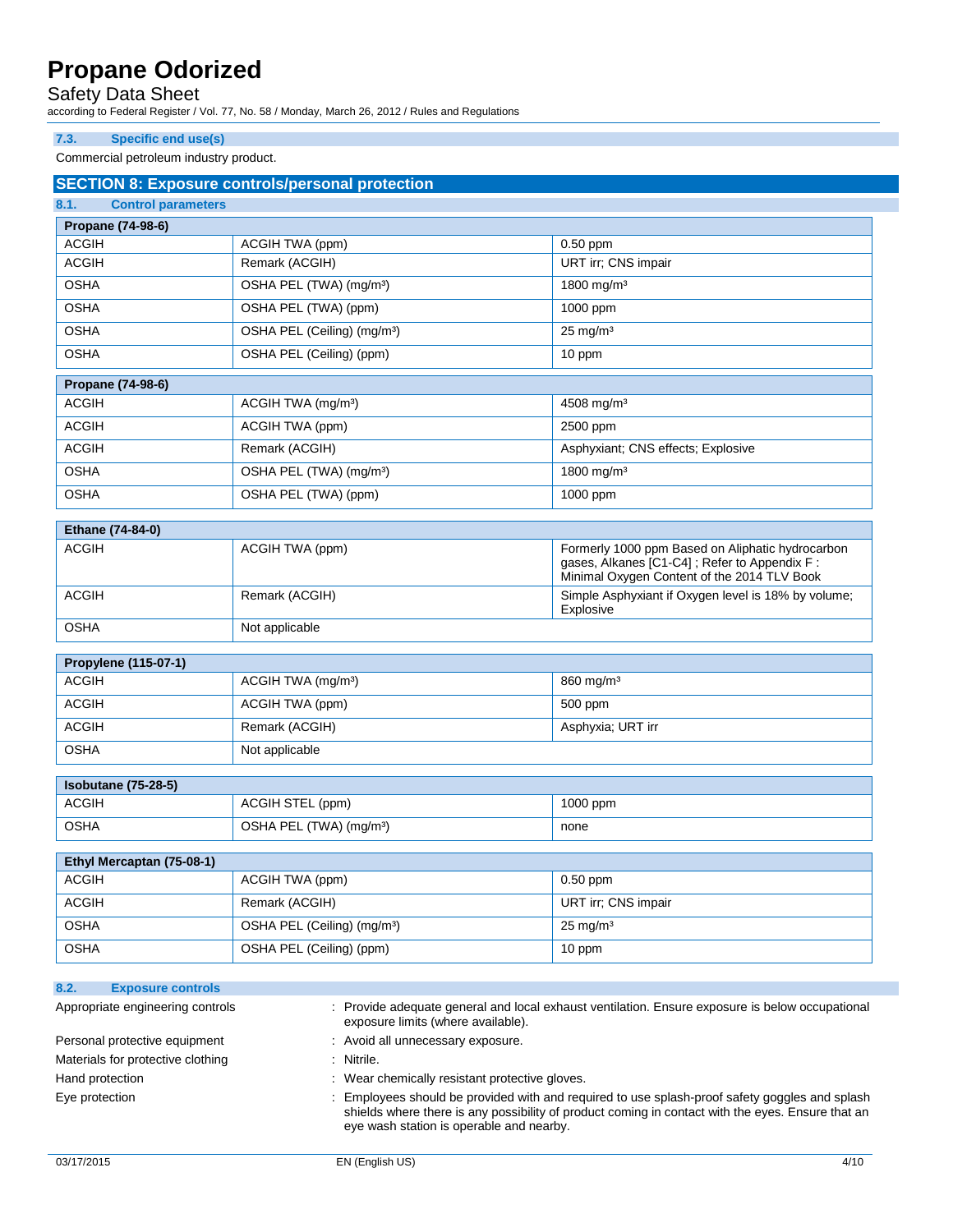### 7.3. Specific end use(s)

Commercial petroleum industry product.

## SECTION 8: Exposure controls/personal protection

### 8.1. Control parameters

| Propane (74-98-6) | | |
|---|---|---|
| ACGIH | ACGIH TWA (ppm) | 0.50 ppm |
| ACGIH | Remark (ACGIH) | URT irr; CNS impair |
| OSHA | OSHA PEL (TWA) (mg/m³) | 1800 mg/m³ |
| OSHA | OSHA PEL (TWA) (ppm) | 1000 ppm |
| OSHA | OSHA PEL (Ceiling) (mg/m³) | 25 mg/m³ |
| OSHA | OSHA PEL (Ceiling) (ppm) | 10 ppm |

| Propane (74-98-6) | | |
|---|---|---|
| ACGIH | ACGIH TWA (mg/m³) | 4508 mg/m³ |
| ACGIH | ACGIH TWA (ppm) | 2500 ppm |
| ACGIH | Remark (ACGIH) | Asphyxiant; CNS effects; Explosive |
| OSHA | OSHA PEL (TWA) (mg/m³) | 1800 mg/m³ |
| OSHA | OSHA PEL (TWA) (ppm) | 1000 ppm |

| Ethane (74-84-0) | | |
|---|---|---|
| ACGIH | ACGIH TWA (ppm) | Formerly 1000 ppm Based on Aliphatic hydrocarbon gases, Alkanes [C1-C4] ; Refer to Appendix F : Minimal Oxygen Content of the 2014 TLV Book |
| ACGIH | Remark (ACGIH) | Simple Asphyxiant if Oxygen level is 18% by volume; Explosive |
| OSHA | Not applicable | |

| Propylene (115-07-1) | | |
|---|---|---|
| ACGIH | ACGIH TWA (mg/m³) | 860 mg/m³ |
| ACGIH | ACGIH TWA (ppm) | 500 ppm |
| ACGIH | Remark (ACGIH) | Asphyxia; URT irr |
| OSHA | Not applicable | |

| Isobutane (75-28-5) | | |
|---|---|---|
| ACGIH | ACGIH STEL (ppm) | 1000 ppm |
| OSHA | OSHA PEL (TWA) (mg/m³) | none |

| Ethyl Mercaptan (75-08-1) | | |
|---|---|---|
| ACGIH | ACGIH TWA (ppm) | 0.50 ppm |
| ACGIH | Remark (ACGIH) | URT irr; CNS impair |
| OSHA | OSHA PEL (Ceiling) (mg/m³) | 25 mg/m³ |
| OSHA | OSHA PEL (Ceiling) (ppm) | 10 ppm |

### 8.2. Exposure controls

Appropriate engineering controls : Provide adequate general and local exhaust ventilation. Ensure exposure is below occupational exposure limits (where available).

Personal protective equipment : Avoid all unnecessary exposure.

Materials for protective clothing : Nitrile.

Hand protection : Wear chemically resistant protective gloves.

Eye protection : Employees should be provided with and required to use splash-proof safety goggles and splash shields where there is any possibility of product coming in contact with the eyes. Ensure that an eye wash station is operable and nearby.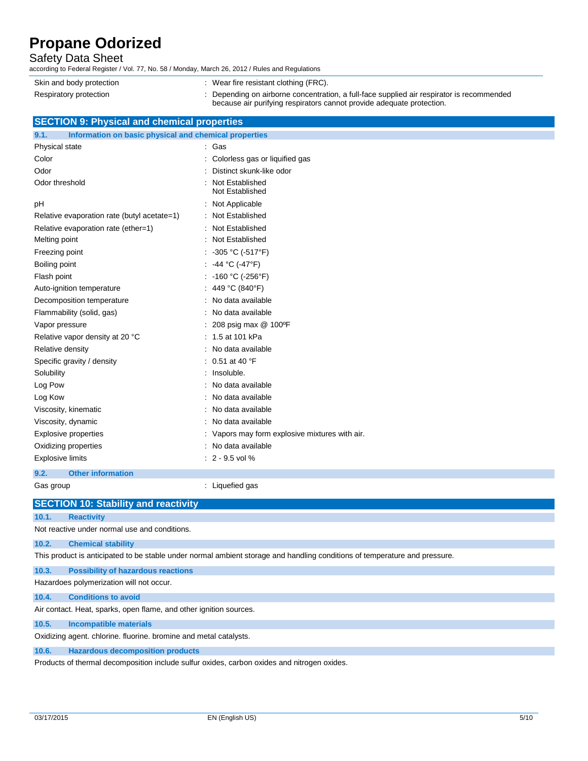| | |
|---|---|
| Skin and body protection | : Wear fire resistant clothing (FRC). |
| Respiratory protection | : Depending on airborne concentration, a full-face supplied air respirator is recommended because air purifying respirators cannot provide adequate protection. |

## SECTION 9: Physical and chemical properties

### 9.1. Information on basic physical and chemical properties

| | |
|---|---|
| Physical state | : Gas |
| Color | : Colorless gas or liquified gas |
| Odor | : Distinct skunk-like odor |
| Odor threshold | : Not Established<br>Not Established |
| pH | : Not Applicable |
| Relative evaporation rate (butyl acetate=1) | : Not Established |
| Relative evaporation rate (ether=1) | : Not Established |
| Melting point | : Not Established |
| Freezing point | : -305 °C (-517°F) |
| Boiling point | : -44 °C (-47°F) |
| Flash point | : -160 °C (-256°F) |
| Auto-ignition temperature | : 449 °C (840°F) |
| Decomposition temperature | : No data available |
| Flammability (solid, gas) | : No data available |
| Vapor pressure | : 208 psig max @ 100ºF |
| Relative vapor density at 20 °C | : 1.5 at 101 kPa |
| Relative density | : No data available |
| Specific gravity / density | : 0.51 at 40 °F |
| Solubility | : Insoluble. |
| Log Pow | : No data available |
| Log Kow | : No data available |
| Viscosity, kinematic | : No data available |
| Viscosity, dynamic | : No data available |
| Explosive properties | : Vapors may form explosive mixtures with air. |
| Oxidizing properties | : No data available |
| Explosive limits | : 2 - 9.5 vol % |

### 9.2. Other information

| | |
|---|---|
| Gas group | : Liquefied gas |

## SECTION 10: Stability and reactivity

### 10.1. Reactivity

Not reactive under normal use and conditions.

### 10.2. Chemical stability

This product is anticipated to be stable under normal ambient storage and handling conditions of temperature and pressure.

### 10.3. Possibility of hazardous reactions

Hazardoes polymerization will not occur.

### 10.4. Conditions to avoid

Air contact. Heat, sparks, open flame, and other ignition sources.

### 10.5. Incompatible materials

Oxidizing agent. chlorine. fluorine. bromine and metal catalysts.

### 10.6. Hazardous decomposition products

Products of thermal decomposition include sulfur oxides, carbon oxides and nitrogen oxides.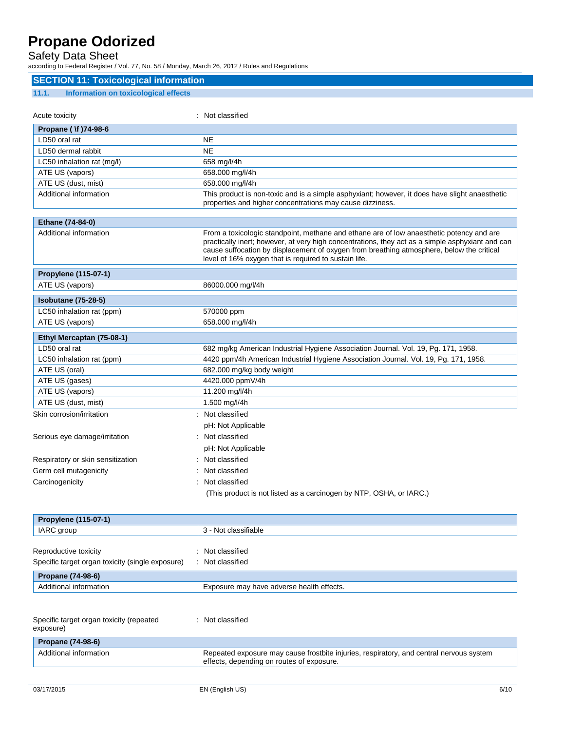## SECTION 11: Toxicological information

### 11.1. Information on toxicological effects

Acute toxicity : Not classified

| Propane ( \f )74-98-6 | |
|---|---|
| LD50 oral rat | NE |
| LD50 dermal rabbit | NE |
| LC50 inhalation rat (mg/l) | 658 mg/l/4h |
| ATE US (vapors) | 658.000 mg/l/4h |
| ATE US (dust, mist) | 658.000 mg/l/4h |
| Additional information | This product is non-toxic and is a simple asphyxiant; however, it does have slight anaesthetic properties and higher concentrations may cause dizziness. |

| Ethane (74-84-0) | |
|---|---|
| Additional information | From a toxicologic standpoint, methane and ethane are of low anaesthetic potency and are practically inert; however, at very high concentrations, they act as a simple asphyxiant and can cause suffocation by displacement of oxygen from breathing atmosphere, below the critical level of 16% oxygen that is required to sustain life. |

| Propylene (115-07-1) | |
|---|---|
| ATE US (vapors) | 86000.000 mg/l/4h |

| Isobutane (75-28-5) | |
|---|---|
| LC50 inhalation rat (ppm) | 570000 ppm |
| ATE US (vapors) | 658.000 mg/l/4h |

| Ethyl Mercaptan (75-08-1) | |
|---|---|
| LD50 oral rat | 682 mg/kg American Industrial Hygiene Association Journal. Vol. 19, Pg. 171, 1958. |
| LC50 inhalation rat (ppm) | 4420 ppm/4h American Industrial Hygiene Association Journal. Vol. 19, Pg. 171, 1958. |
| ATE US (oral) | 682.000 mg/kg body weight |
| ATE US (gases) | 4420.000 ppmV/4h |
| ATE US (vapors) | 11.200 mg/l/4h |
| ATE US (dust, mist) | 1.500 mg/l/4h |

Skin corrosion/irritation : Not classified

pH: Not Applicable

Serious eye damage/irritation : Not classified

pH: Not Applicable

Respiratory or skin sensitization : Not classified

Germ cell mutagenicity : Not classified

Carcinogenicity : Not classified

(This product is not listed as a carcinogen by NTP, OSHA, or IARC.)

| Propylene (115-07-1) | |
|---|---|
| IARC group | 3 - Not classifiable |

Reproductive toxicity : Not classified

Specific target organ toxicity (single exposure) : Not classified

| Propane (74-98-6) | |
|---|---|
| Additional information | Exposure may have adverse health effects. |

Specific target organ toxicity (repeated exposure) : Not classified

| Propane (74-98-6) | |
|---|---|
| Additional information | Repeated exposure may cause frostbite injuries, respiratory, and central nervous system effects, depending on routes of exposure. |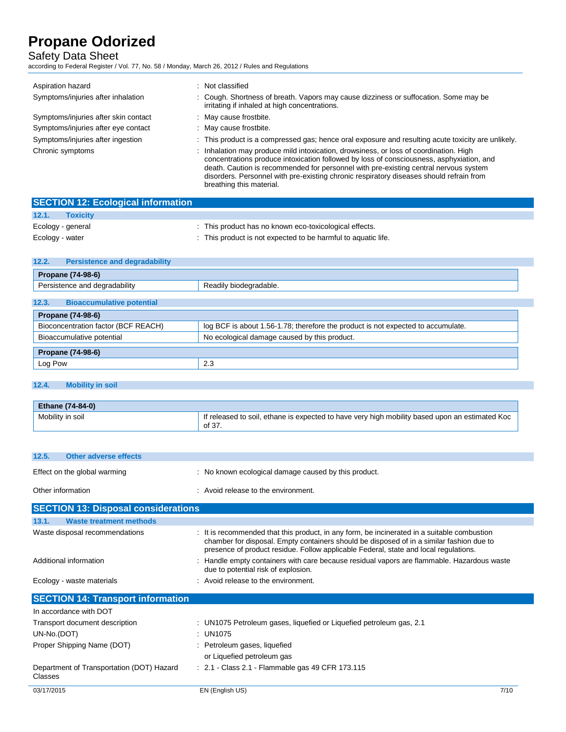| | |
|---|---|
| Aspiration hazard | : Not classified |
| Symptoms/injuries after inhalation | : Cough. Shortness of breath. Vapors may cause dizziness or suffocation. Some may be irritating if inhaled at high concentrations. |
| Symptoms/injuries after skin contact | : May cause frostbite. |
| Symptoms/injuries after eye contact | : May cause frostbite. |
| Symptoms/injuries after ingestion | : This product is a compressed gas; hence oral exposure and resulting acute toxicity are unlikely. |
| Chronic symptoms | : Inhalation may produce mild intoxication, drowsiness, or loss of coordination. High concentrations produce intoxication followed by loss of consciousness, asphyxiation, and death. Caution is recommended for personnel with pre-existing central nervous system disorders. Personnel with pre-existing chronic respiratory diseases should refrain from breathing this material. |

## SECTION 12: Ecological information

### 12.1. Toxicity

| | |
|---|---|
| Ecology - general | : This product has no known eco-toxicological effects. |
| Ecology - water | : This product is not expected to be harmful to aquatic life. |

### 12.2. Persistence and degradability

| Propane (74-98-6) | |
|---|---|
| Persistence and degradability | Readily biodegradable. |

### 12.3. Bioaccumulative potential

| Propane (74-98-6) | |
|---|---|
| Bioconcentration factor (BCF REACH) | log BCF is about 1.56-1.78; therefore the product is not expected to accumulate. |
| Bioaccumulative potential | No ecological damage caused by this product. |

| Propane (74-98-6) | |
|---|---|
| Log Pow | 2.3 |

### 12.4. Mobility in soil

| Ethane (74-84-0) | |
|---|---|
| Mobility in soil | If released to soil, ethane is expected to have very high mobility based upon an estimated Koc of 37. |

### 12.5. Other adverse effects

| | |
|---|---|
| Effect on the global warming | : No known ecological damage caused by this product. |
| Other information | : Avoid release to the environment. |

## SECTION 13: Disposal considerations

### 13.1. Waste treatment methods

| | |
|---|---|
| Waste disposal recommendations | : It is recommended that this product, in any form, be incinerated in a suitable combustion chamber for disposal. Empty containers should be disposed of in a similar fashion due to presence of product residue. Follow applicable Federal, state and local regulations. |
| Additional information | : Handle empty containers with care because residual vapors are flammable. Hazardous waste due to potential risk of explosion. |
| Ecology - waste materials | : Avoid release to the environment. |

## SECTION 14: Transport information

In accordance with DOT

| | |
|---|---|
| Transport document description | : UN1075 Petroleum gases, liquefied or Liquefied petroleum gas, 2.1 |
| UN-No.(DOT) | : UN1075 |
| Proper Shipping Name (DOT) | : Petroleum gases, liquefied<br>or Liquefied petroleum gas |
| Department of Transportation (DOT) Hazard Classes | : 2.1 - Class 2.1 - Flammable gas 49 CFR 173.115 |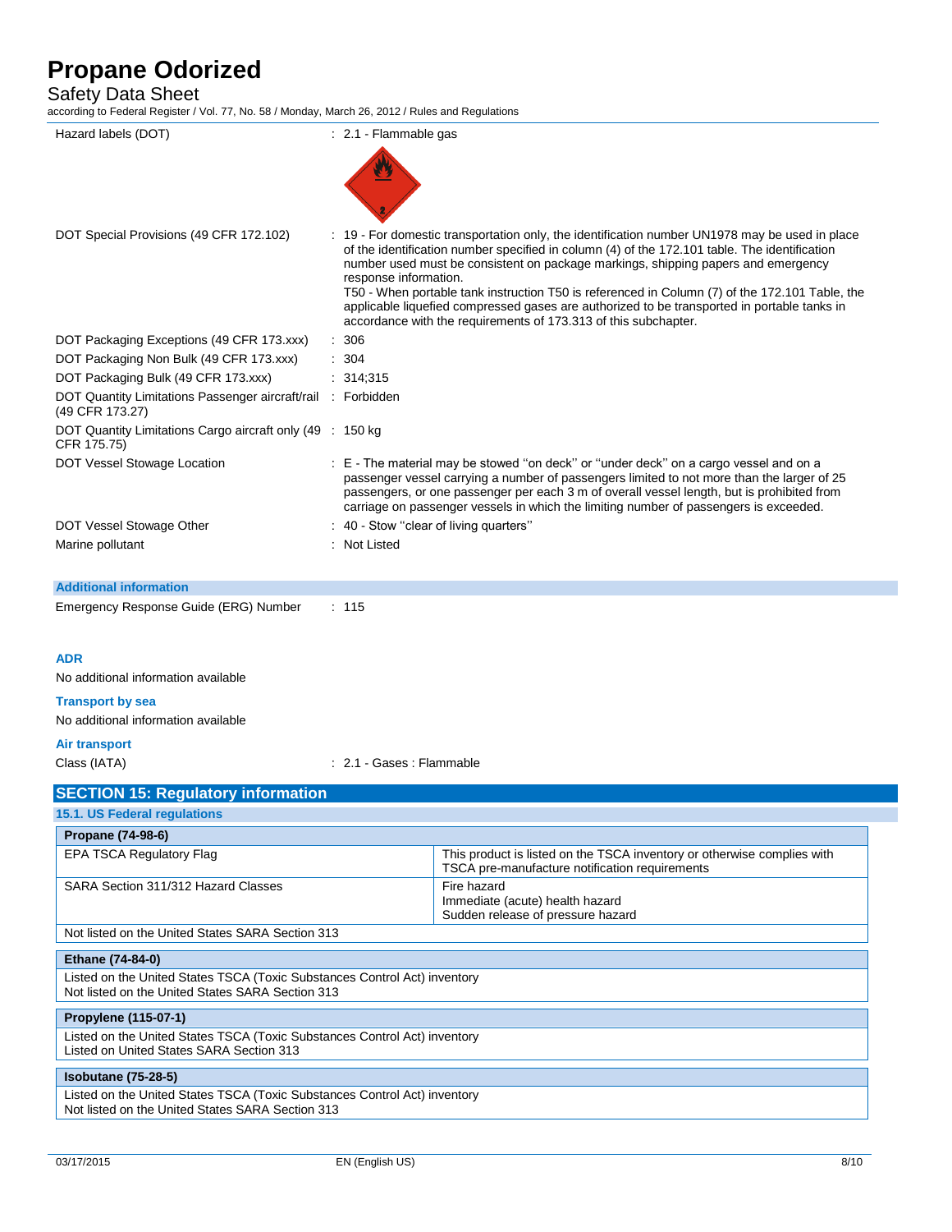| | |
|---|---|
| Hazard labels (DOT) | : 2.1 - Flammable gas |
| DOT Special Provisions (49 CFR 172.102) | : 19 - For domestic transportation only, the identification number UN1978 may be used in place of the identification number specified in column (4) of the 172.101 table. The identification number used must be consistent on package markings, shipping papers and emergency response information.<br>T50 - When portable tank instruction T50 is referenced in Column (7) of the 172.101 Table, the applicable liquefied compressed gases are authorized to be transported in portable tanks in accordance with the requirements of 173.313 of this subchapter. |
| DOT Packaging Exceptions (49 CFR 173.xxx) | : 306 |
| DOT Packaging Non Bulk (49 CFR 173.xxx) | : 304 |
| DOT Packaging Bulk (49 CFR 173.xxx) | : 314;315 |
| DOT Quantity Limitations Passenger aircraft/rail (49 CFR 173.27) | : Forbidden |
| DOT Quantity Limitations Cargo aircraft only (49 CFR 175.75) | : 150 kg |
| DOT Vessel Stowage Location | : E - The material may be stowed "on deck" or "under deck" on a cargo vessel and on a passenger vessel carrying a number of passengers limited to not more than the larger of 25 passengers, or one passenger per each 3 m of overall vessel length, but is prohibited from carriage on passenger vessels in which the limiting number of passengers is exceeded. |
| DOT Vessel Stowage Other | : 40 - Stow "clear of living quarters" |
| Marine pollutant | : Not Listed |

**Additional information**

Emergency Response Guide (ERG) Number : 115

**ADR**

No additional information available

**Transport by sea**

No additional information available

**Air transport**

Class (IATA) : 2.1 - Gases : Flammable

## SECTION 15: Regulatory information

### 15.1. US Federal regulations

| Propane (74-98-6) | |
|---|---|
| EPA TSCA Regulatory Flag | This product is listed on the TSCA inventory or otherwise complies with TSCA pre-manufacture notification requirements |
| SARA Section 311/312 Hazard Classes | Fire hazard<br>Immediate (acute) health hazard<br>Sudden release of pressure hazard |
| Not listed on the United States SARA Section 313 | |

| Ethane (74-84-0) |
|---|
| Listed on the United States TSCA (Toxic Substances Control Act) inventory<br>Not listed on the United States SARA Section 313 |

| Propylene (115-07-1) |
|---|
| Listed on the United States TSCA (Toxic Substances Control Act) inventory<br>Listed on United States SARA Section 313 |

| Isobutane (75-28-5) |
|---|
| Listed on the United States TSCA (Toxic Substances Control Act) inventory<br>Not listed on the United States SARA Section 313 |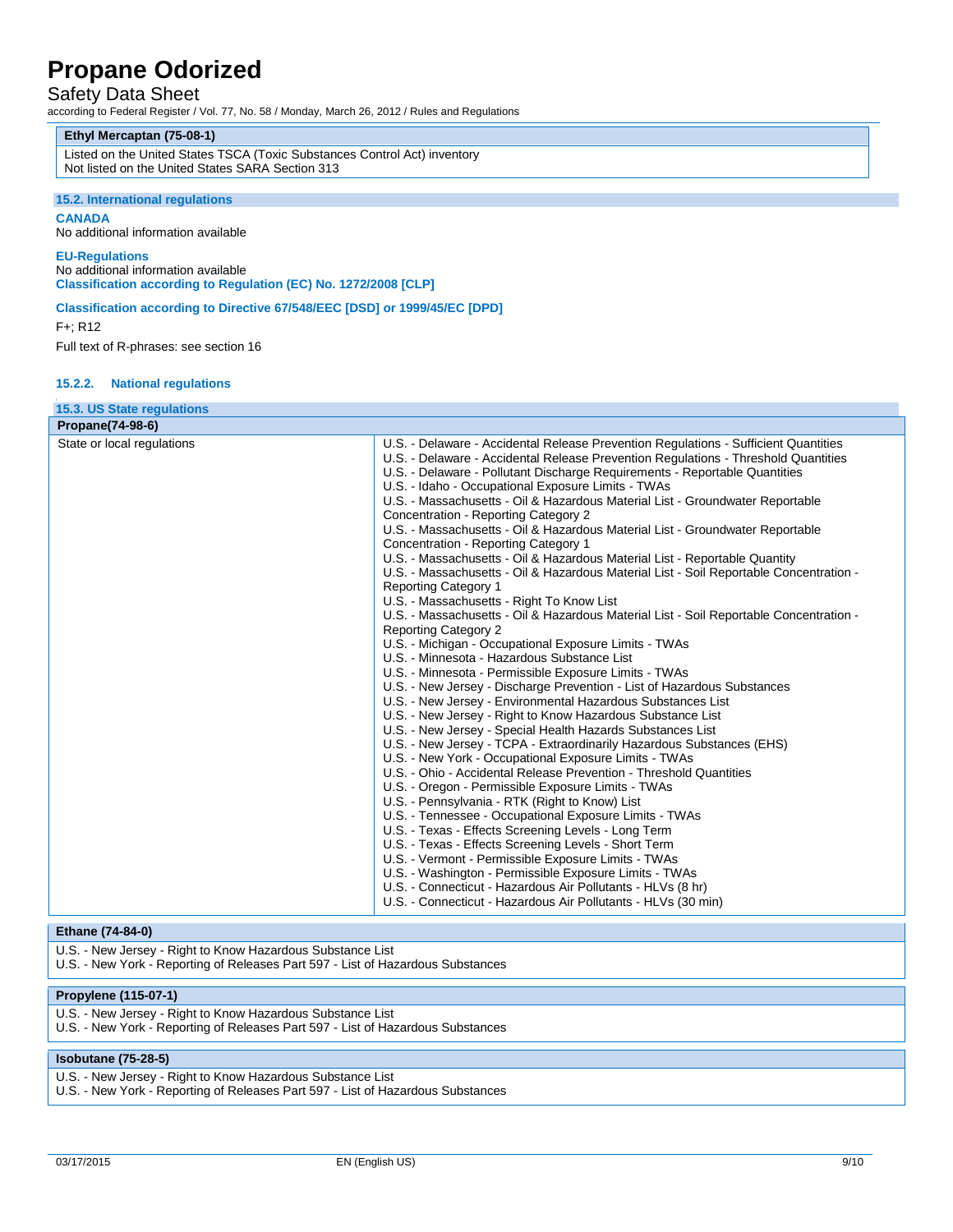| Ethyl Mercaptan (75-08-1) |
|---|
| Listed on the United States TSCA (Toxic Substances Control Act) inventory<br>Not listed on the United States SARA Section 313 |

### 15.2. International regulations

**CANADA**

No additional information available

**EU-Regulations**

No additional information available

**Classification according to Regulation (EC) No. 1272/2008 [CLP]**

**Classification according to Directive 67/548/EEC [DSD] or 1999/45/EC [DPD]**

F+; R12

Full text of R-phrases: see section 16

#### 15.2.2. National regulations

### 15.3. US State regulations

| Propane(74-98-6) | |
|---|---|
| State or local regulations | U.S. - Delaware - Accidental Release Prevention Regulations - Sufficient Quantities<br>U.S. - Delaware - Accidental Release Prevention Regulations - Threshold Quantities<br>U.S. - Delaware - Pollutant Discharge Requirements - Reportable Quantities<br>U.S. - Idaho - Occupational Exposure Limits - TWAs<br>U.S. - Massachusetts - Oil & Hazardous Material List - Groundwater Reportable Concentration - Reporting Category 2<br>U.S. - Massachusetts - Oil & Hazardous Material List - Groundwater Reportable Concentration - Reporting Category 1<br>U.S. - Massachusetts - Oil & Hazardous Material List - Reportable Quantity<br>U.S. - Massachusetts - Oil & Hazardous Material List - Soil Reportable Concentration - Reporting Category 1<br>U.S. - Massachusetts - Right To Know List<br>U.S. - Massachusetts - Oil & Hazardous Material List - Soil Reportable Concentration - Reporting Category 2<br>U.S. - Michigan - Occupational Exposure Limits - TWAs<br>U.S. - Minnesota - Hazardous Substance List<br>U.S. - Minnesota - Permissible Exposure Limits - TWAs<br>U.S. - New Jersey - Discharge Prevention - List of Hazardous Substances<br>U.S. - New Jersey - Environmental Hazardous Substances List<br>U.S. - New Jersey - Right to Know Hazardous Substance List<br>U.S. - New Jersey - Special Health Hazards Substances List<br>U.S. - New Jersey - TCPA - Extraordinarily Hazardous Substances (EHS)<br>U.S. - New York - Occupational Exposure Limits - TWAs<br>U.S. - Ohio - Accidental Release Prevention - Threshold Quantities<br>U.S. - Oregon - Permissible Exposure Limits - TWAs<br>U.S. - Pennsylvania - RTK (Right to Know) List<br>U.S. - Tennessee - Occupational Exposure Limits - TWAs<br>U.S. - Texas - Effects Screening Levels - Long Term<br>U.S. - Texas - Effects Screening Levels - Short Term<br>U.S. - Vermont - Permissible Exposure Limits - TWAs<br>U.S. - Washington - Permissible Exposure Limits - TWAs<br>U.S. - Connecticut - Hazardous Air Pollutants - HLVs (8 hr)<br>U.S. - Connecticut - Hazardous Air Pollutants - HLVs (30 min) |

| Ethane (74-84-0) |
|---|
| U.S. - New Jersey - Right to Know Hazardous Substance List<br>U.S. - New York - Reporting of Releases Part 597 - List of Hazardous Substances |

| Propylene (115-07-1) |
|---|
| U.S. - New Jersey - Right to Know Hazardous Substance List<br>U.S. - New York - Reporting of Releases Part 597 - List of Hazardous Substances |

| Isobutane (75-28-5) |
|---|
| U.S. - New Jersey - Right to Know Hazardous Substance List<br>U.S. - New York - Reporting of Releases Part 597 - List of Hazardous Substances |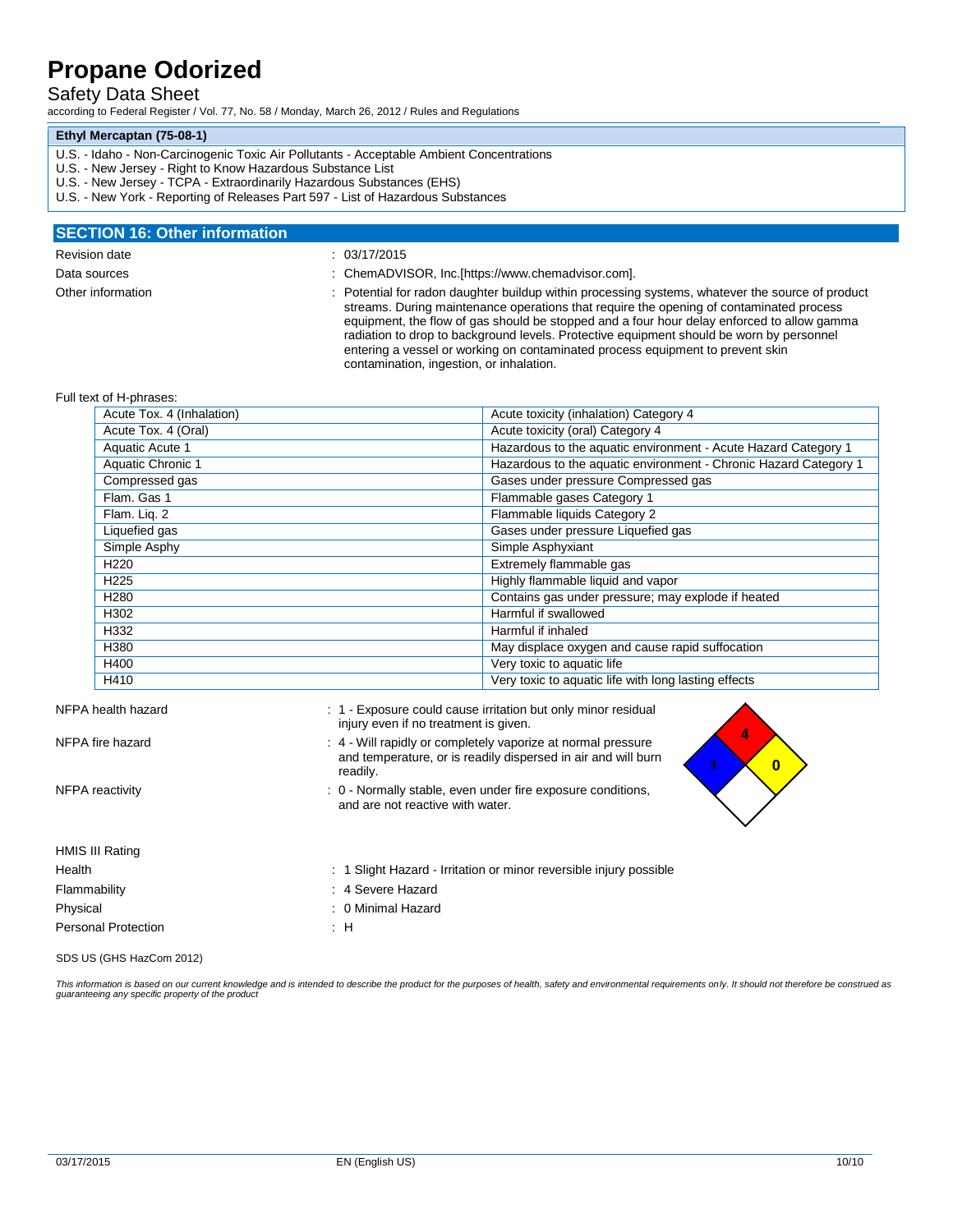| Ethyl Mercaptan (75-08-1) |
|---|
| U.S. - Idaho - Non-Carcinogenic Toxic Air Pollutants - Acceptable Ambient Concentrations |
| U.S. - New Jersey - Right to Know Hazardous Substance List |
| U.S. - New Jersey - TCPA - Extraordinarily Hazardous Substances (EHS) |
| U.S. - New York - Reporting of Releases Part 597 - List of Hazardous Substances |

## SECTION 16: Other information

Revision date : 03/17/2015

Data sources : ChemADVISOR, Inc.[https://www.chemadvisor.com].

Other information : Potential for radon daughter buildup within processing systems, whatever the source of product streams. During maintenance operations that require the opening of contaminated process equipment, the flow of gas should be stopped and a four hour delay enforced to allow gamma radiation to drop to background levels. Protective equipment should be worn by personnel entering a vessel or working on contaminated process equipment to prevent skin contamination, ingestion, or inhalation.

Full text of H-phrases:

| | |
|---|---|
| Acute Tox. 4 (Inhalation) | Acute toxicity (inhalation) Category 4 |
| Acute Tox. 4 (Oral) | Acute toxicity (oral) Category 4 |
| Aquatic Acute 1 | Hazardous to the aquatic environment - Acute Hazard Category 1 |
| Aquatic Chronic 1 | Hazardous to the aquatic environment - Chronic Hazard Category 1 |
| Compressed gas | Gases under pressure Compressed gas |
| Flam. Gas 1 | Flammable gases Category 1 |
| Flam. Liq. 2 | Flammable liquids Category 2 |
| Liquefied gas | Gases under pressure Liquefied gas |
| Simple Asphy | Simple Asphyxiant |
| H220 | Extremely flammable gas |
| H225 | Highly flammable liquid and vapor |
| H280 | Contains gas under pressure; may explode if heated |
| H302 | Harmful if swallowed |
| H332 | Harmful if inhaled |
| H380 | May displace oxygen and cause rapid suffocation |
| H400 | Very toxic to aquatic life |
| H410 | Very toxic to aquatic life with long lasting effects |

NFPA health hazard : 1 - Exposure could cause irritation but only minor residual injury even if no treatment is given.

NFPA fire hazard : 4 - Will rapidly or completely vaporize at normal pressure and temperature, or is readily dispersed in air and will burn readily.

NFPA reactivity : 0 - Normally stable, even under fire exposure conditions, and are not reactive with water.

4
1
0

HMIS III Rating

Health : 1 Slight Hazard - Irritation or minor reversible injury possible

Flammability : 4 Severe Hazard

Physical : 0 Minimal Hazard

Personal Protection : H

SDS US (GHS HazCom 2012)

*This information is based on our current knowledge and is intended to describe the product for the purposes of health, safety and environmental requirements only. It should not therefore be construed as guaranteeing any specific property of the product*